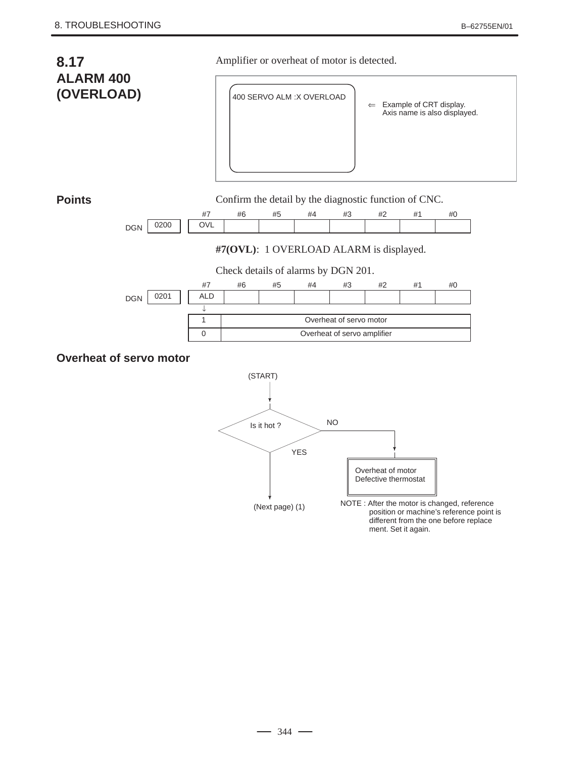## 8.17 ALARM 400 (OVERLOAD)

Amplifier or overheat of motor is detected.

```
400 SERVO ALM :X OVERLOAD
```

⇐ Example of CRT display. Axis name is also displayed.

### Points

Confirm the detail by the diagnostic function of CNC.

| DGN | #7 | #6 | #5 | #4 | #3 | #2 | #1 | #0 |
|---|---|---|---|---|---|---|---|---|
| 0200 | OVL | | | | | | | |

**#7(OVL)**: 1 OVERLOAD ALARM is displayed.

Check details of alarms by DGN 201.

| DGN | #7 | #6 | #5 | #4 | #3 | #2 | #1 | #0 |
|---|---|---|---|---|---|---|---|---|
| 0201 | ALD | | | | | | | |

| ALD | |
|---|---|
| 1 | Overheat of servo motor |
| 0 | Overheat of servo amplifier |

### Overheat of servo motor

(START)

Is it hot ?

- NO → Overheat of motor / Defective thermostat
- YES → (Next page) (1)

NOTE : After the motor is changed, reference position or machine's reference point is different from the one before replace ment. Set it again.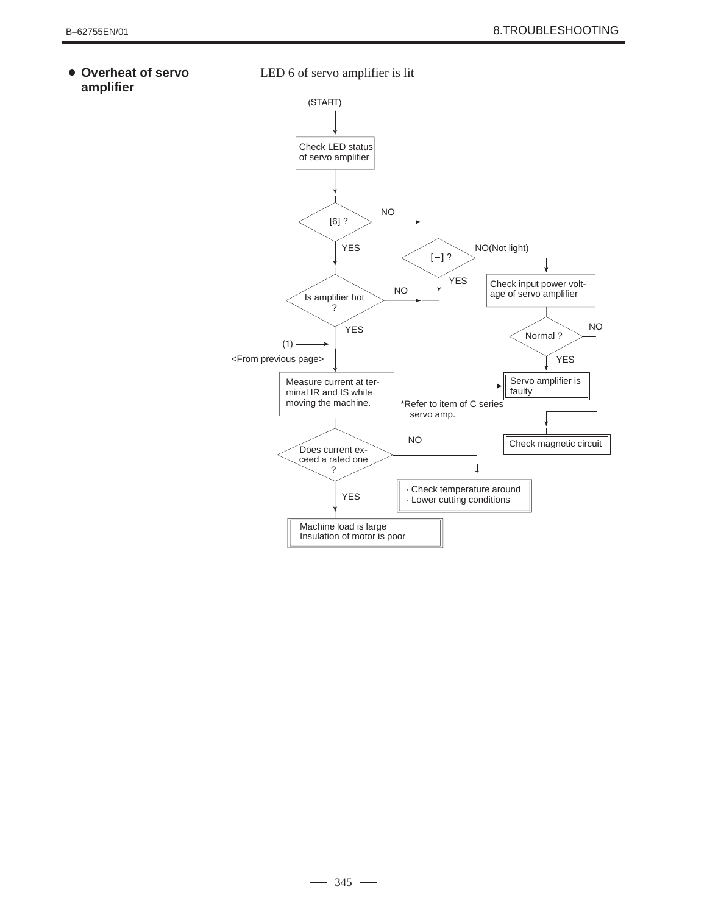- **Overheat of servo amplifier**

LED 6 of servo amplifier is lit

(START)

Check LED status of servo amplifier

[6] ?

NO

YES

[ – ] ?

NO(Not light)

YES

Check input power voltage of servo amplifier

Is amplifier hot ?

NO

YES

Normal ?

NO

YES

(1)

<From previous page>

Measure current at terminal IR and IS while moving the machine.

Servo amplifier is faulty

*Refer to item of C series servo amp.

Check magnetic circuit

NO

Does current exceed a rated one ?

· Check temperature around
· Lower cutting conditions

YES

Machine load is large
Insulation of motor is poor